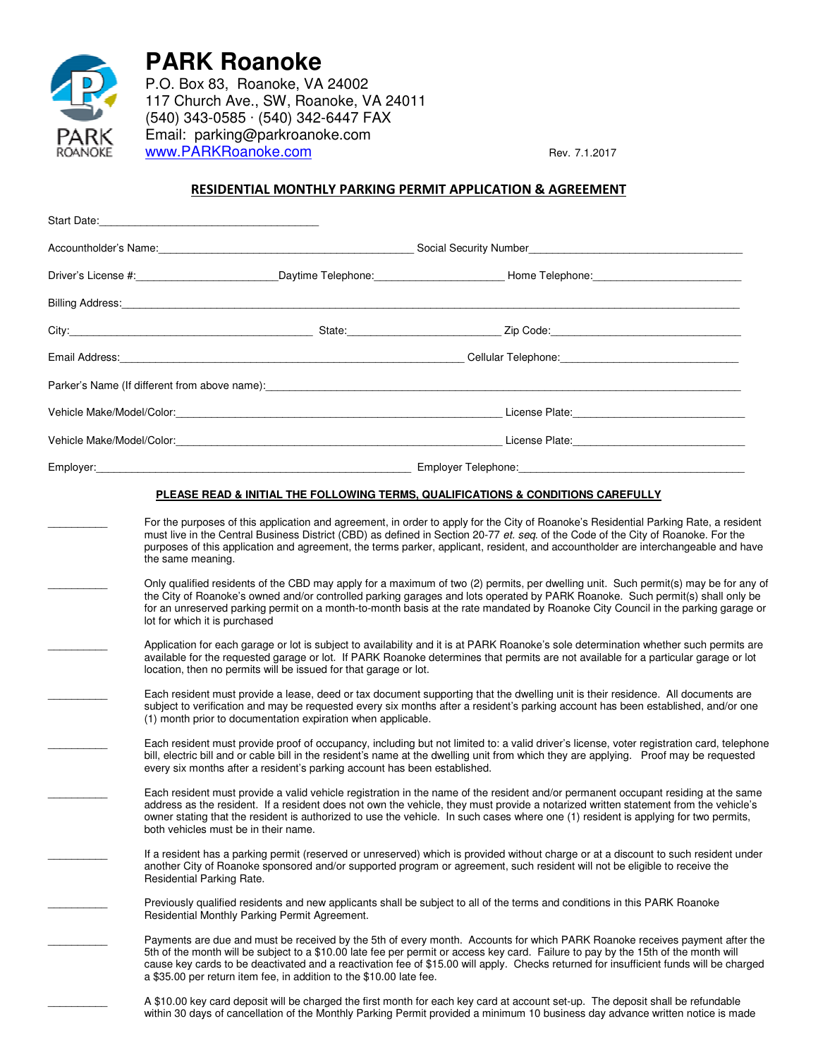# PARK Roanoke

P.O. Box 83, Roanoke, VA 24002
117 Church Ave., SW, Roanoke, VA 24011
(540) 343-0585 · (540) 342-6447 FAX
Email: parking@parkroanoke.com
www.PARKRoanoke.com

Rev. 7.1.2017

## RESIDENTIAL MONTHLY PARKING PERMIT APPLICATION & AGREEMENT

Start Date:___________________________________

Accountholder's Name:__________________________________________ Social Security Number____________________________________

Driver's License #:_______________________Daytime Telephone:_____________________ Home Telephone:_________________________

Billing Address:_____________________________________________________________________________________________________

City:_________________________________________ State:_________________________ Zip Code:________________________________

Email Address:__________________________________________________________ Cellular Telephone:______________________________

Parker's Name (If different from above name):_______________________________________________________________________________

Vehicle Make/Model/Color:______________________________________________________ License Plate:_____________________________

Vehicle Make/Model/Color:______________________________________________________ License Plate:_____________________________

Employer:__________________________________________________ Employer Telephone:______________________________________

**PLEASE READ & INITIAL THE FOLLOWING TERMS, QUALIFICATIONS & CONDITIONS CAREFULLY**

__________ For the purposes of this application and agreement, in order to apply for the City of Roanoke's Residential Parking Rate, a resident must live in the Central Business District (CBD) as defined in Section 20-77 *et. seq*. of the Code of the City of Roanoke. For the purposes of this application and agreement, the terms parker, applicant, resident, and accountholder are interchangeable and have the same meaning.

__________ Only qualified residents of the CBD may apply for a maximum of two (2) permits, per dwelling unit. Such permit(s) may be for any of the City of Roanoke's owned and/or controlled parking garages and lots operated by PARK Roanoke. Such permit(s) shall only be for an unreserved parking permit on a month-to-month basis at the rate mandated by Roanoke City Council in the parking garage or lot for which it is purchased

__________ Application for each garage or lot is subject to availability and it is at PARK Roanoke's sole determination whether such permits are available for the requested garage or lot. If PARK Roanoke determines that permits are not available for a particular garage or lot location, then no permits will be issued for that garage or lot.

__________ Each resident must provide a lease, deed or tax document supporting that the dwelling unit is their residence. All documents are subject to verification and may be requested every six months after a resident's parking account has been established, and/or one (1) month prior to documentation expiration when applicable.

__________ Each resident must provide proof of occupancy, including but not limited to: a valid driver's license, voter registration card, telephone bill, electric bill and or cable bill in the resident's name at the dwelling unit from which they are applying. Proof may be requested every six months after a resident's parking account has been established.

__________ Each resident must provide a valid vehicle registration in the name of the resident and/or permanent occupant residing at the same address as the resident. If a resident does not own the vehicle, they must provide a notarized written statement from the vehicle's owner stating that the resident is authorized to use the vehicle. In such cases where one (1) resident is applying for two permits, both vehicles must be in their name.

__________ If a resident has a parking permit (reserved or unreserved) which is provided without charge or at a discount to such resident under another City of Roanoke sponsored and/or supported program or agreement, such resident will not be eligible to receive the Residential Parking Rate.

__________ Previously qualified residents and new applicants shall be subject to all of the terms and conditions in this PARK Roanoke Residential Monthly Parking Permit Agreement.

__________ Payments are due and must be received by the 5th of every month. Accounts for which PARK Roanoke receives payment after the 5th of the month will be subject to a $10.00 late fee per permit or access key card. Failure to pay by the 15th of the month will cause key cards to be deactivated and a reactivation fee of $15.00 will apply. Checks returned for insufficient funds will be charged a $35.00 per return item fee, in addition to the $10.00 late fee.

__________ A $10.00 key card deposit will be charged the first month for each key card at account set-up. The deposit shall be refundable within 30 days of cancellation of the Monthly Parking Permit provided a minimum 10 business day advance written notice is made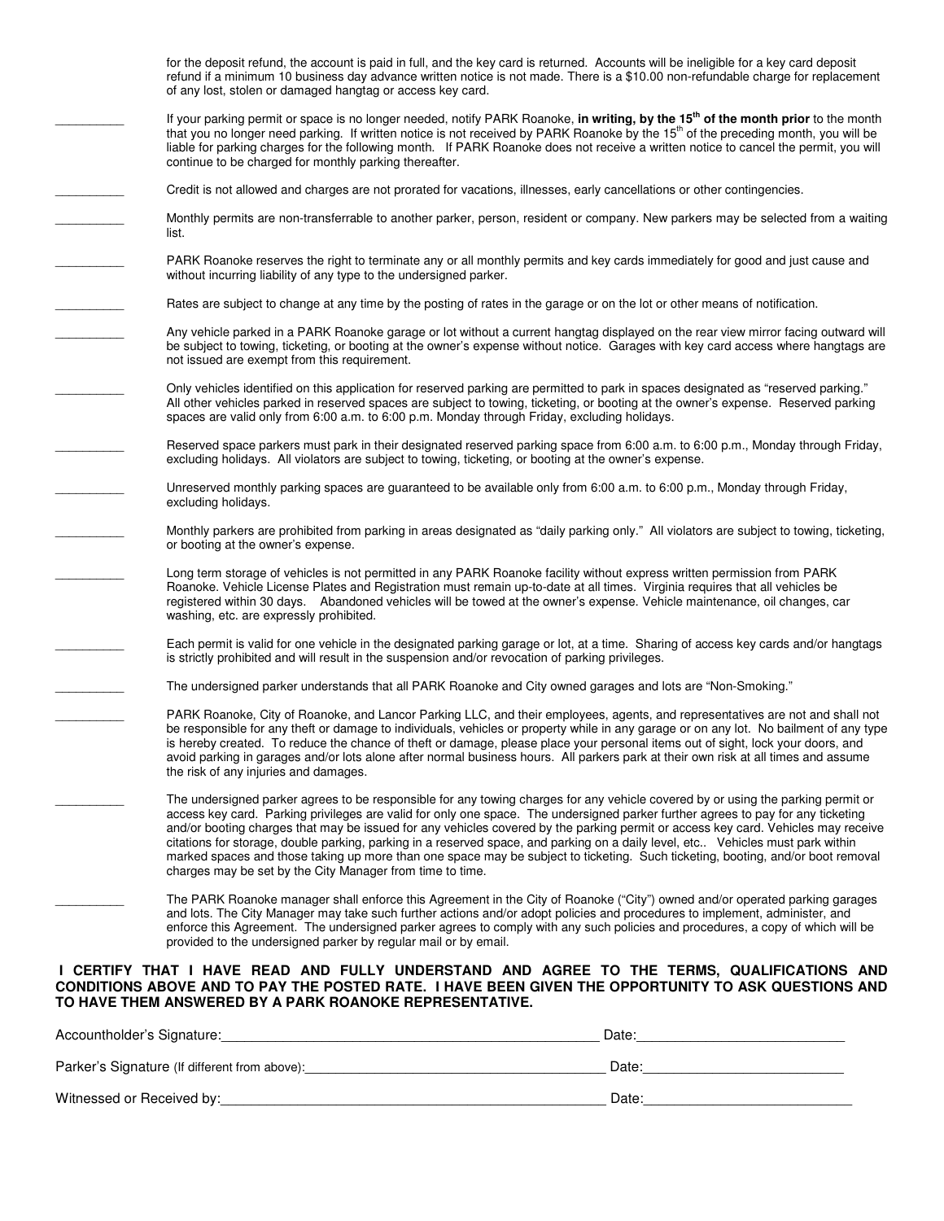for the deposit refund, the account is paid in full, and the key card is returned. Accounts will be ineligible for a key card deposit refund if a minimum 10 business day advance written notice is not made. There is a $10.00 non-refundable charge for replacement of any lost, stolen or damaged hangtag or access key card.

__________ If your parking permit or space is no longer needed, notify PARK Roanoke, **in writing, by the 15th of the month prior** to the month that you no longer need parking. If written notice is not received by PARK Roanoke by the 15th of the preceding month, you will be liable for parking charges for the following month. If PARK Roanoke does not receive a written notice to cancel the permit, you will continue to be charged for monthly parking thereafter.

__________ Credit is not allowed and charges are not prorated for vacations, illnesses, early cancellations or other contingencies.

__________ Monthly permits are non-transferrable to another parker, person, resident or company. New parkers may be selected from a waiting list.

__________ PARK Roanoke reserves the right to terminate any or all monthly permits and key cards immediately for good and just cause and without incurring liability of any type to the undersigned parker.

__________ Rates are subject to change at any time by the posting of rates in the garage or on the lot or other means of notification.

__________ Any vehicle parked in a PARK Roanoke garage or lot without a current hangtag displayed on the rear view mirror facing outward will be subject to towing, ticketing, or booting at the owner's expense without notice. Garages with key card access where hangtags are not issued are exempt from this requirement.

__________ Only vehicles identified on this application for reserved parking are permitted to park in spaces designated as "reserved parking." All other vehicles parked in reserved spaces are subject to towing, ticketing, or booting at the owner's expense. Reserved parking spaces are valid only from 6:00 a.m. to 6:00 p.m. Monday through Friday, excluding holidays.

__________ Reserved space parkers must park in their designated reserved parking space from 6:00 a.m. to 6:00 p.m., Monday through Friday, excluding holidays. All violators are subject to towing, ticketing, or booting at the owner's expense.

__________ Unreserved monthly parking spaces are guaranteed to be available only from 6:00 a.m. to 6:00 p.m., Monday through Friday, excluding holidays.

__________ Monthly parkers are prohibited from parking in areas designated as "daily parking only." All violators are subject to towing, ticketing, or booting at the owner's expense.

__________ Long term storage of vehicles is not permitted in any PARK Roanoke facility without express written permission from PARK Roanoke. Vehicle License Plates and Registration must remain up-to-date at all times. Virginia requires that all vehicles be registered within 30 days. Abandoned vehicles will be towed at the owner's expense. Vehicle maintenance, oil changes, car washing, etc. are expressly prohibited.

__________ Each permit is valid for one vehicle in the designated parking garage or lot, at a time. Sharing of access key cards and/or hangtags is strictly prohibited and will result in the suspension and/or revocation of parking privileges.

__________ The undersigned parker understands that all PARK Roanoke and City owned garages and lots are "Non-Smoking."

__________ PARK Roanoke, City of Roanoke, and Lancor Parking LLC, and their employees, agents, and representatives are not and shall not be responsible for any theft or damage to individuals, vehicles or property while in any garage or on any lot. No bailment of any type is hereby created. To reduce the chance of theft or damage, please place your personal items out of sight, lock your doors, and avoid parking in garages and/or lots alone after normal business hours. All parkers park at their own risk at all times and assume the risk of any injuries and damages.

__________ The undersigned parker agrees to be responsible for any towing charges for any vehicle covered by or using the parking permit or access key card. Parking privileges are valid for only one space. The undersigned parker further agrees to pay for any ticketing and/or booting charges that may be issued for any vehicles covered by the parking permit or access key card. Vehicles may receive citations for storage, double parking, parking in a reserved space, and parking on a daily level, etc.. Vehicles must park within marked spaces and those taking up more than one space may be subject to ticketing. Such ticketing, booting, and/or boot removal charges may be set by the City Manager from time to time.

__________ The PARK Roanoke manager shall enforce this Agreement in the City of Roanoke ("City") owned and/or operated parking garages and lots. The City Manager may take such further actions and/or adopt policies and procedures to implement, administer, and enforce this Agreement. The undersigned parker agrees to comply with any such policies and procedures, a copy of which will be provided to the undersigned parker by regular mail or by email.

**I CERTIFY THAT I HAVE READ AND FULLY UNDERSTAND AND AGREE TO THE TERMS, QUALIFICATIONS AND CONDITIONS ABOVE AND TO PAY THE POSTED RATE. I HAVE BEEN GIVEN THE OPPORTUNITY TO ASK QUESTIONS AND TO HAVE THEM ANSWERED BY A PARK ROANOKE REPRESENTATIVE.**

Accountholder's Signature:__________________________________________________ Date:___________________________

Parker's Signature (If different from above):_________________________________________ Date:___________________________

Witnessed or Received by:__________________________________________________ Date:___________________________